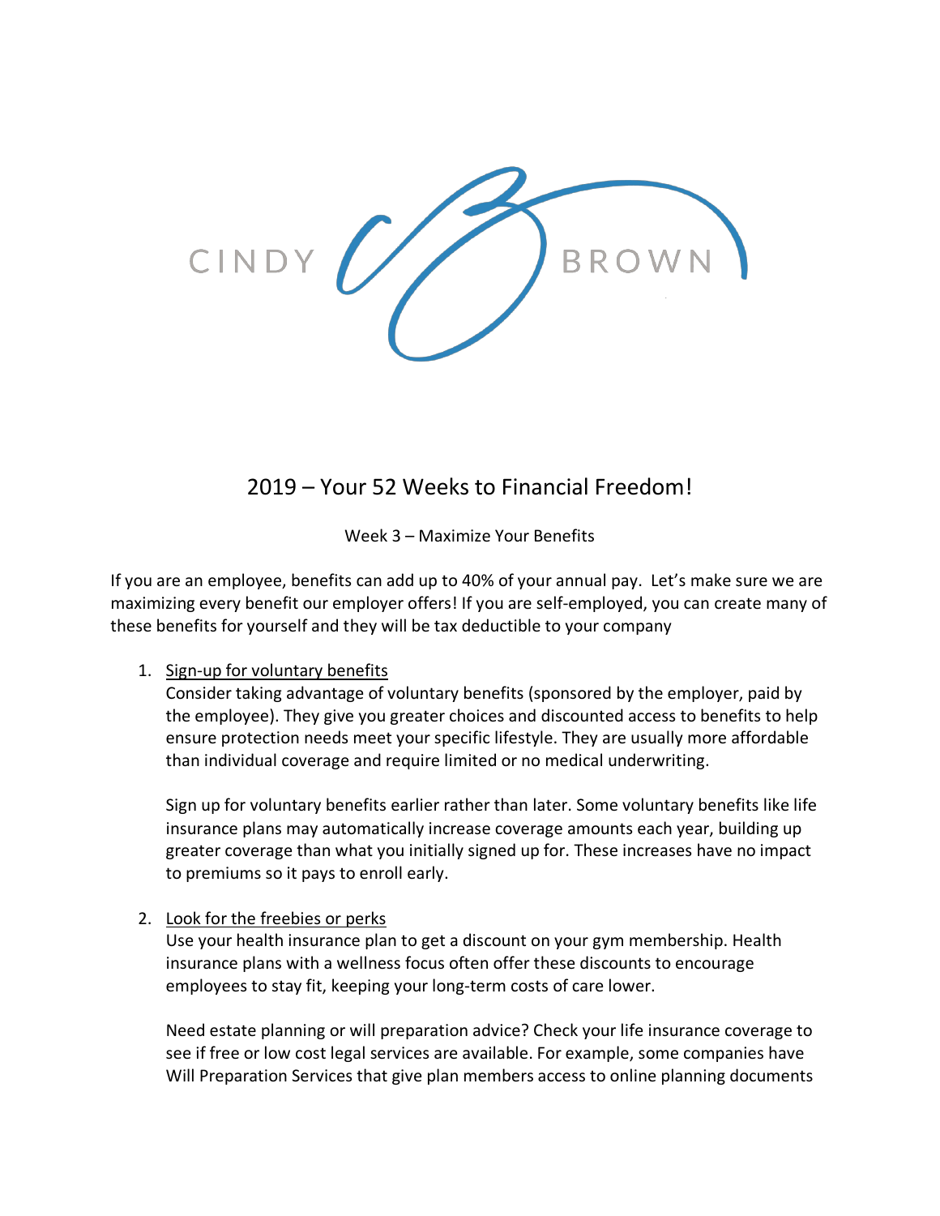CINDY BROWN

# 2019 – Your 52 Weeks to Financial Freedom!

## Week 3 – Maximize Your Benefits

If you are an employee, benefits can add up to 40% of your annual pay. Let's make sure we are maximizing every benefit our employer offers! If you are self-employed, you can create many of these benefits for yourself and they will be tax deductible to your company

1. <u>Sign-up for voluntary benefits</u>

   Consider taking advantage of voluntary benefits (sponsored by the employer, paid by the employee). They give you greater choices and discounted access to benefits to help ensure protection needs meet your specific lifestyle. They are usually more affordable than individual coverage and require limited or no medical underwriting.

   Sign up for voluntary benefits earlier rather than later. Some voluntary benefits like life insurance plans may automatically increase coverage amounts each year, building up greater coverage than what you initially signed up for. These increases have no impact to premiums so it pays to enroll early.

2. <u>Look for the freebies or perks</u>

   Use your health insurance plan to get a discount on your gym membership. Health insurance plans with a wellness focus often offer these discounts to encourage employees to stay fit, keeping your long-term costs of care lower.

   Need estate planning or will preparation advice? Check your life insurance coverage to see if free or low cost legal services are available. For example, some companies have Will Preparation Services that give plan members access to online planning documents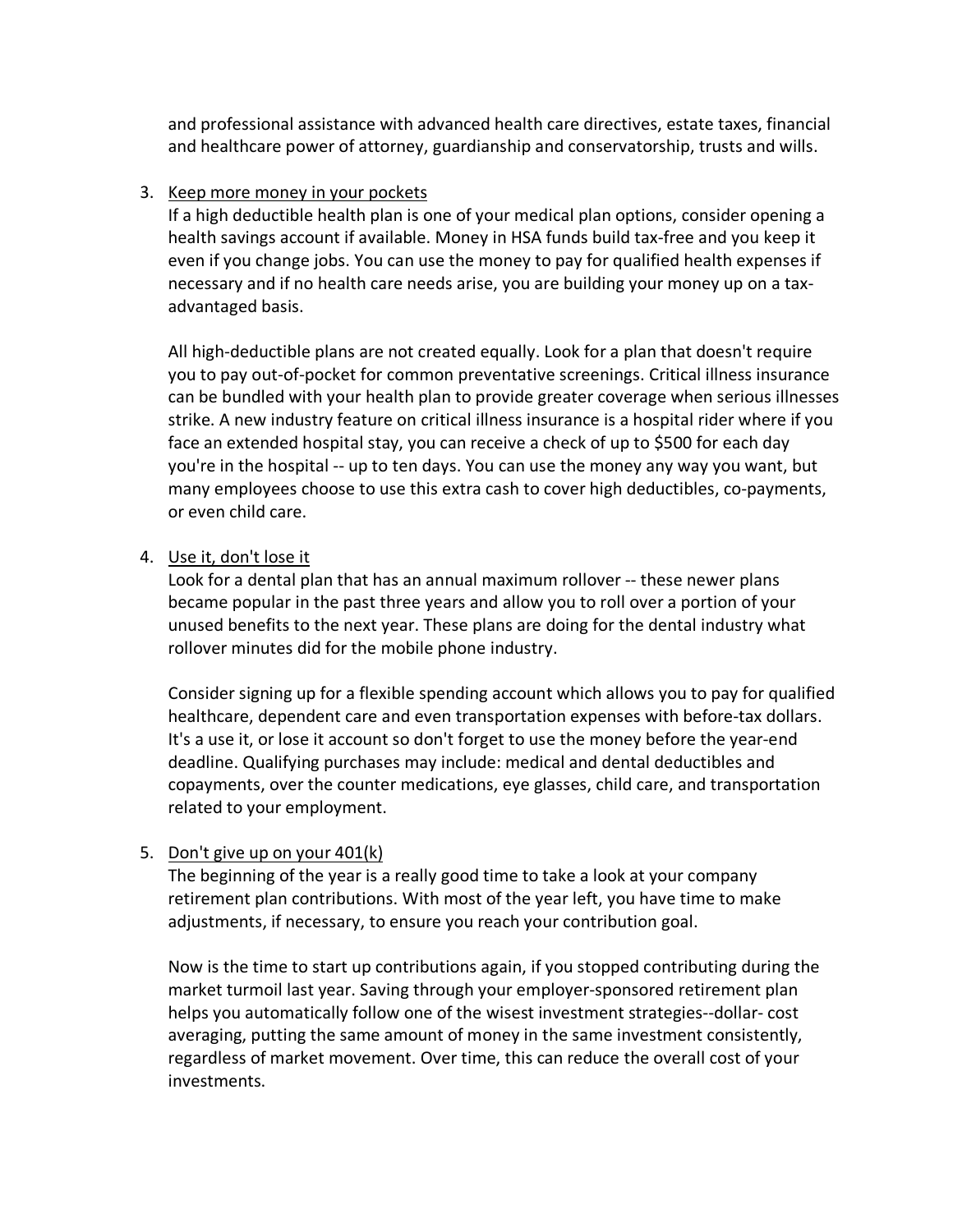and professional assistance with advanced health care directives, estate taxes, financial and healthcare power of attorney, guardianship and conservatorship, trusts and wills.

3. Keep more money in your pockets

   If a high deductible health plan is one of your medical plan options, consider opening a health savings account if available. Money in HSA funds build tax-free and you keep it even if you change jobs. You can use the money to pay for qualified health expenses if necessary and if no health care needs arise, you are building your money up on a tax-advantaged basis.

   All high-deductible plans are not created equally. Look for a plan that doesn't require you to pay out-of-pocket for common preventative screenings. Critical illness insurance can be bundled with your health plan to provide greater coverage when serious illnesses strike. A new industry feature on critical illness insurance is a hospital rider where if you face an extended hospital stay, you can receive a check of up to $500 for each day you're in the hospital -- up to ten days. You can use the money any way you want, but many employees choose to use this extra cash to cover high deductibles, co-payments, or even child care.

4. Use it, don't lose it

   Look for a dental plan that has an annual maximum rollover -- these newer plans became popular in the past three years and allow you to roll over a portion of your unused benefits to the next year. These plans are doing for the dental industry what rollover minutes did for the mobile phone industry.

   Consider signing up for a flexible spending account which allows you to pay for qualified healthcare, dependent care and even transportation expenses with before-tax dollars. It's a use it, or lose it account so don't forget to use the money before the year-end deadline. Qualifying purchases may include: medical and dental deductibles and copayments, over the counter medications, eye glasses, child care, and transportation related to your employment.

5. Don't give up on your 401(k)

   The beginning of the year is a really good time to take a look at your company retirement plan contributions. With most of the year left, you have time to make adjustments, if necessary, to ensure you reach your contribution goal.

   Now is the time to start up contributions again, if you stopped contributing during the market turmoil last year. Saving through your employer-sponsored retirement plan helps you automatically follow one of the wisest investment strategies--dollar- cost averaging, putting the same amount of money in the same investment consistently, regardless of market movement. Over time, this can reduce the overall cost of your investments.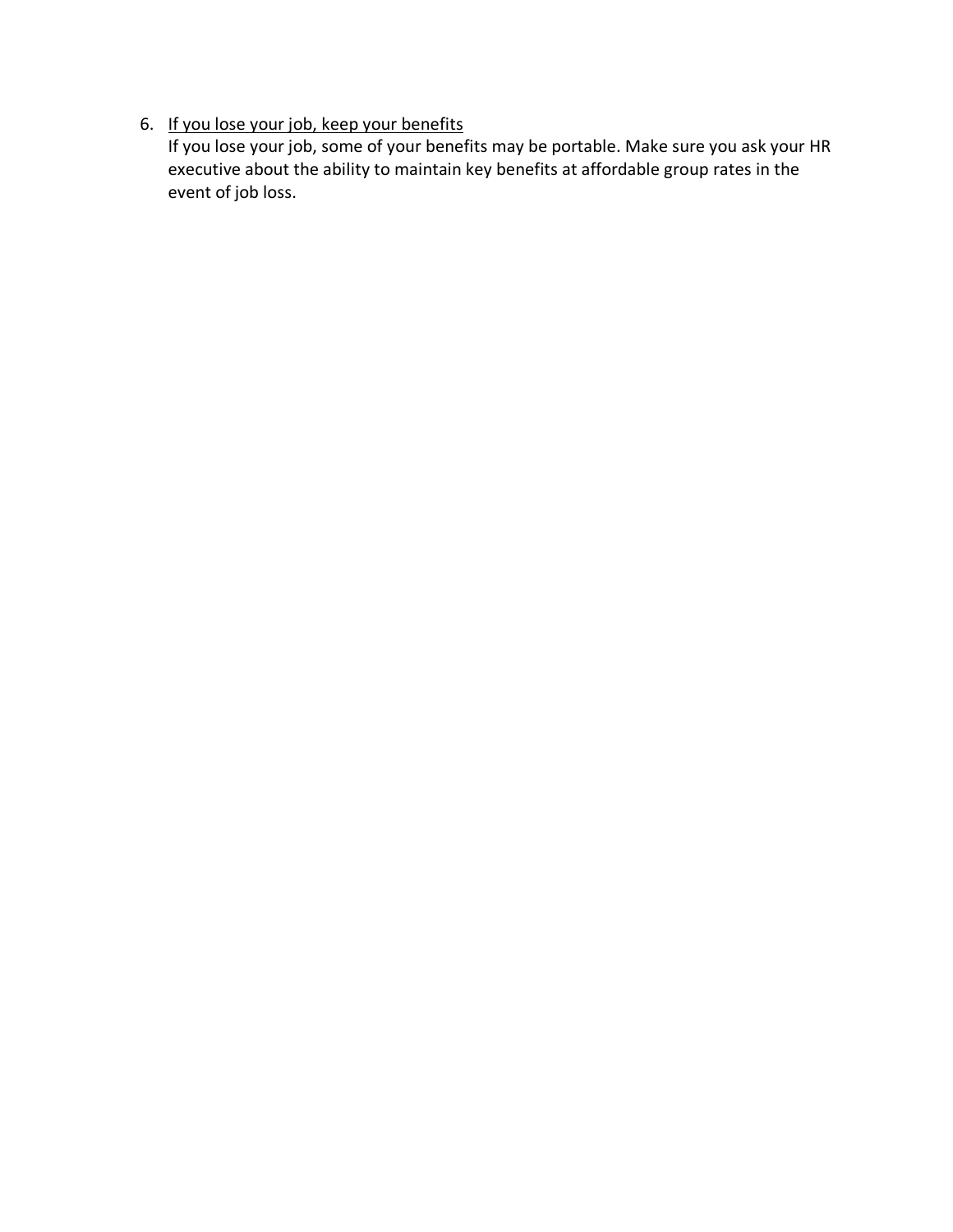6. <u>If you lose your job, keep your benefits</u>
   If you lose your job, some of your benefits may be portable. Make sure you ask your HR executive about the ability to maintain key benefits at affordable group rates in the event of job loss.